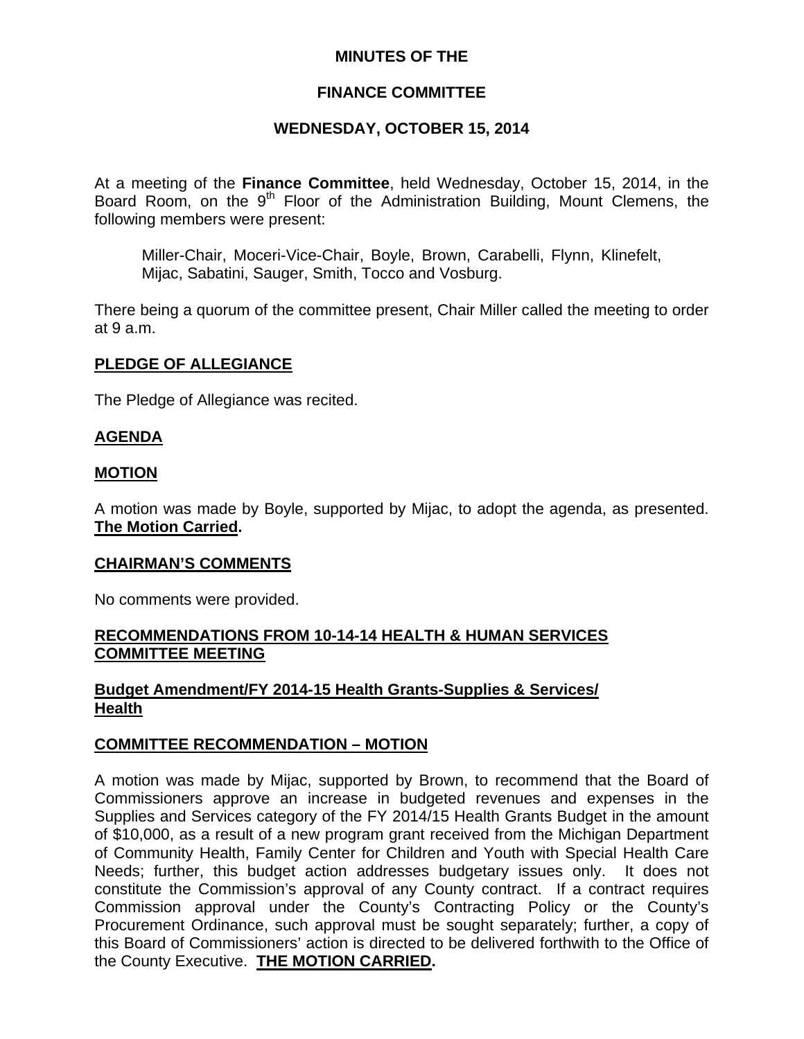# MINUTES OF THE

## FINANCE COMMITTEE

## WEDNESDAY, OCTOBER 15, 2014

At a meeting of the **Finance Committee**, held Wednesday, October 15, 2014, in the Board Room, on the 9th Floor of the Administration Building, Mount Clemens, the following members were present:

> Miller-Chair, Moceri-Vice-Chair, Boyle, Brown, Carabelli, Flynn, Klinefelt, Mijac, Sabatini, Sauger, Smith, Tocco and Vosburg.

There being a quorum of the committee present, Chair Miller called the meeting to order at 9 a.m.

**PLEDGE OF ALLEGIANCE**

The Pledge of Allegiance was recited.

**AGENDA**

**MOTION**

A motion was made by Boyle, supported by Mijac, to adopt the agenda, as presented. **The Motion Carried.**

**CHAIRMAN'S COMMENTS**

No comments were provided.

**RECOMMENDATIONS FROM 10-14-14 HEALTH & HUMAN SERVICES COMMITTEE MEETING**

**Budget Amendment/FY 2014-15 Health Grants-Supplies & Services/ Health**

**COMMITTEE RECOMMENDATION – MOTION**

A motion was made by Mijac, supported by Brown, to recommend that the Board of Commissioners approve an increase in budgeted revenues and expenses in the Supplies and Services category of the FY 2014/15 Health Grants Budget in the amount of $10,000, as a result of a new program grant received from the Michigan Department of Community Health, Family Center for Children and Youth with Special Health Care Needs; further, this budget action addresses budgetary issues only. It does not constitute the Commission's approval of any County contract. If a contract requires Commission approval under the County's Contracting Policy or the County's Procurement Ordinance, such approval must be sought separately; further, a copy of this Board of Commissioners' action is directed to be delivered forthwith to the Office of the County Executive. **THE MOTION CARRIED.**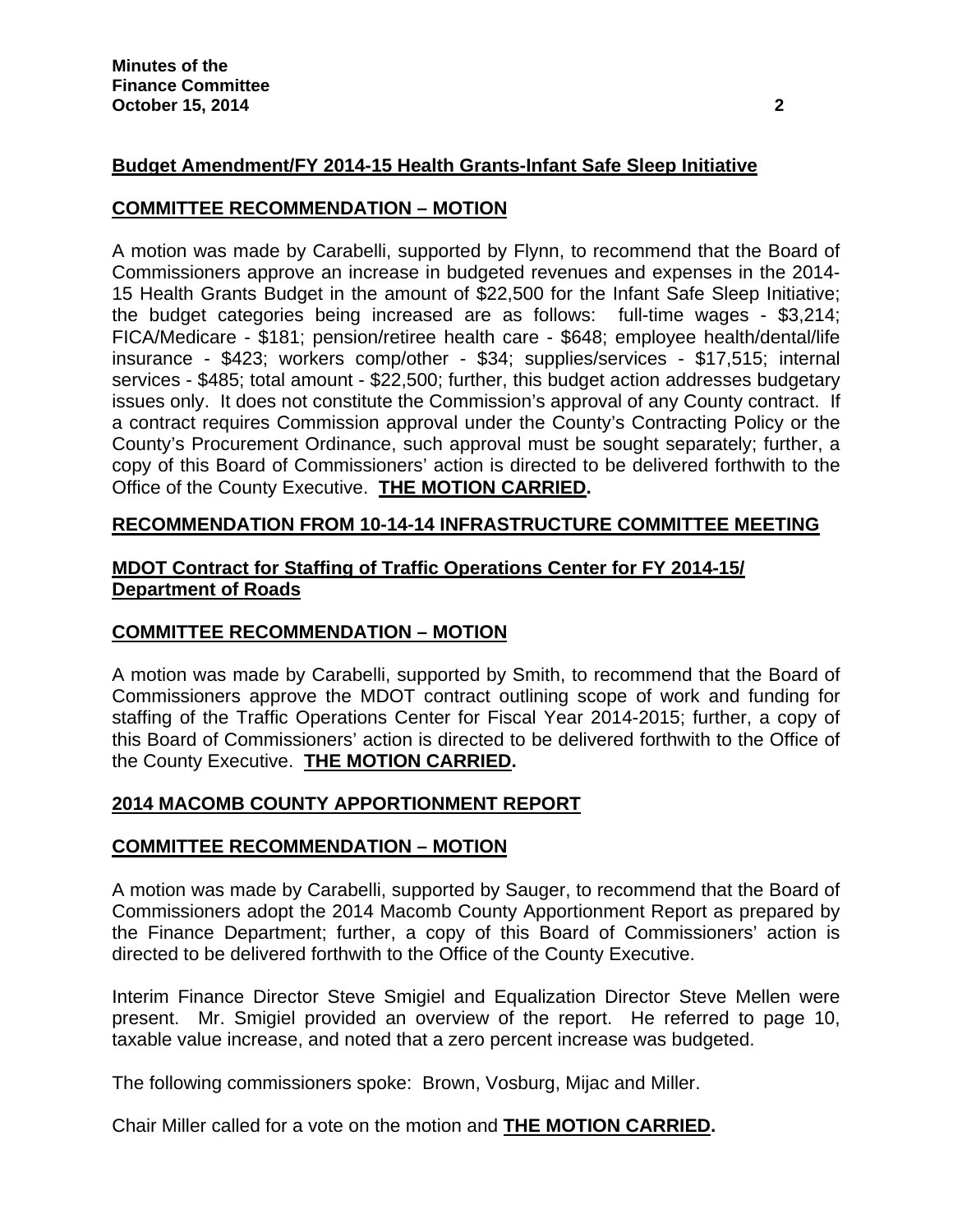**Budget Amendment/FY 2014-15 Health Grants-Infant Safe Sleep Initiative**

**COMMITTEE RECOMMENDATION – MOTION**

A motion was made by Carabelli, supported by Flynn, to recommend that the Board of Commissioners approve an increase in budgeted revenues and expenses in the 2014-15 Health Grants Budget in the amount of $22,500 for the Infant Safe Sleep Initiative; the budget categories being increased are as follows: full-time wages - $3,214; FICA/Medicare - $181; pension/retiree health care - $648; employee health/dental/life insurance - $423; workers comp/other - $34; supplies/services - $17,515; internal services - $485; total amount - $22,500; further, this budget action addresses budgetary issues only. It does not constitute the Commission's approval of any County contract. If a contract requires Commission approval under the County's Contracting Policy or the County's Procurement Ordinance, such approval must be sought separately; further, a copy of this Board of Commissioners' action is directed to be delivered forthwith to the Office of the County Executive. **THE MOTION CARRIED.**

**RECOMMENDATION FROM 10-14-14 INFRASTRUCTURE COMMITTEE MEETING**

**MDOT Contract for Staffing of Traffic Operations Center for FY 2014-15/ Department of Roads**

**COMMITTEE RECOMMENDATION – MOTION**

A motion was made by Carabelli, supported by Smith, to recommend that the Board of Commissioners approve the MDOT contract outlining scope of work and funding for staffing of the Traffic Operations Center for Fiscal Year 2014-2015; further, a copy of this Board of Commissioners' action is directed to be delivered forthwith to the Office of the County Executive. **THE MOTION CARRIED.**

**2014 MACOMB COUNTY APPORTIONMENT REPORT**

**COMMITTEE RECOMMENDATION – MOTION**

A motion was made by Carabelli, supported by Sauger, to recommend that the Board of Commissioners adopt the 2014 Macomb County Apportionment Report as prepared by the Finance Department; further, a copy of this Board of Commissioners' action is directed to be delivered forthwith to the Office of the County Executive.

Interim Finance Director Steve Smigiel and Equalization Director Steve Mellen were present. Mr. Smigiel provided an overview of the report. He referred to page 10, taxable value increase, and noted that a zero percent increase was budgeted.

The following commissioners spoke: Brown, Vosburg, Mijac and Miller.

Chair Miller called for a vote on the motion and **THE MOTION CARRIED.**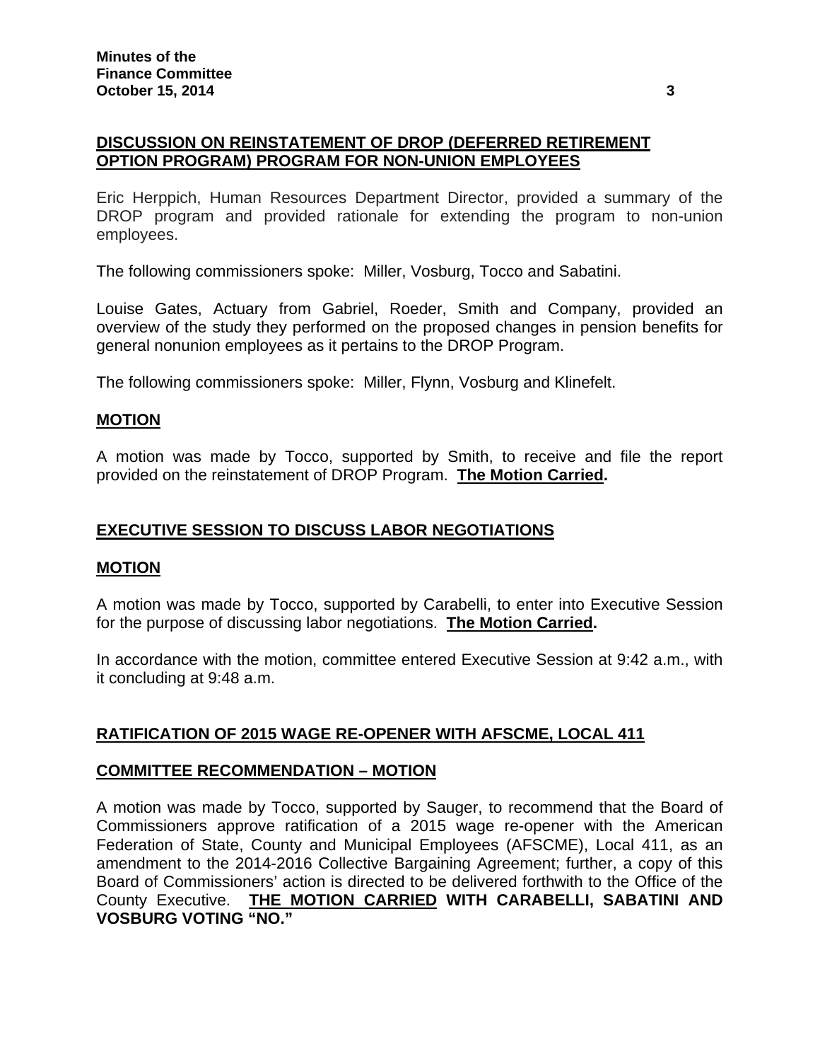## DISCUSSION ON REINSTATEMENT OF DROP (DEFERRED RETIREMENT OPTION PROGRAM) PROGRAM FOR NON-UNION EMPLOYEES

Eric Herppich, Human Resources Department Director, provided a summary of the DROP program and provided rationale for extending the program to non-union employees.

The following commissioners spoke: Miller, Vosburg, Tocco and Sabatini.

Louise Gates, Actuary from Gabriel, Roeder, Smith and Company, provided an overview of the study they performed on the proposed changes in pension benefits for general nonunion employees as it pertains to the DROP Program.

The following commissioners spoke: Miller, Flynn, Vosburg and Klinefelt.

### MOTION

A motion was made by Tocco, supported by Smith, to receive and file the report provided on the reinstatement of DROP Program. **The Motion Carried.**

## EXECUTIVE SESSION TO DISCUSS LABOR NEGOTIATIONS

### MOTION

A motion was made by Tocco, supported by Carabelli, to enter into Executive Session for the purpose of discussing labor negotiations. **The Motion Carried.**

In accordance with the motion, committee entered Executive Session at 9:42 a.m., with it concluding at 9:48 a.m.

## RATIFICATION OF 2015 WAGE RE-OPENER WITH AFSCME, LOCAL 411

### COMMITTEE RECOMMENDATION – MOTION

A motion was made by Tocco, supported by Sauger, to recommend that the Board of Commissioners approve ratification of a 2015 wage re-opener with the American Federation of State, County and Municipal Employees (AFSCME), Local 411, as an amendment to the 2014-2016 Collective Bargaining Agreement; further, a copy of this Board of Commissioners' action is directed to be delivered forthwith to the Office of the County Executive. **THE MOTION CARRIED WITH CARABELLI, SABATINI AND VOSBURG VOTING "NO."**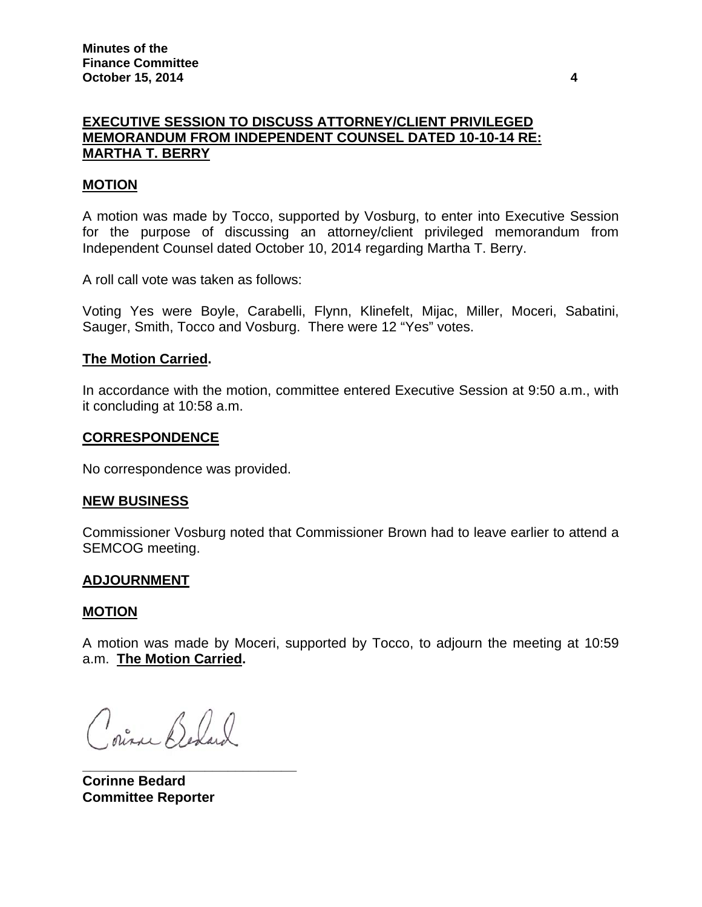**EXECUTIVE SESSION TO DISCUSS ATTORNEY/CLIENT PRIVILEGED MEMORANDUM FROM INDEPENDENT COUNSEL DATED 10-10-14 RE: MARTHA T. BERRY**

**MOTION**

A motion was made by Tocco, supported by Vosburg, to enter into Executive Session for the purpose of discussing an attorney/client privileged memorandum from Independent Counsel dated October 10, 2014 regarding Martha T. Berry.

A roll call vote was taken as follows:

Voting Yes were Boyle, Carabelli, Flynn, Klinefelt, Mijac, Miller, Moceri, Sabatini, Sauger, Smith, Tocco and Vosburg. There were 12 "Yes" votes.

**The Motion Carried.**

In accordance with the motion, committee entered Executive Session at 9:50 a.m., with it concluding at 10:58 a.m.

**CORRESPONDENCE**

No correspondence was provided.

**NEW BUSINESS**

Commissioner Vosburg noted that Commissioner Brown had to leave earlier to attend a SEMCOG meeting.

**ADJOURNMENT**

**MOTION**

A motion was made by Moceri, supported by Tocco, to adjourn the meeting at 10:59 a.m. **The Motion Carried.**

Corinne Bedard

**Corinne Bedard**
**Committee Reporter**